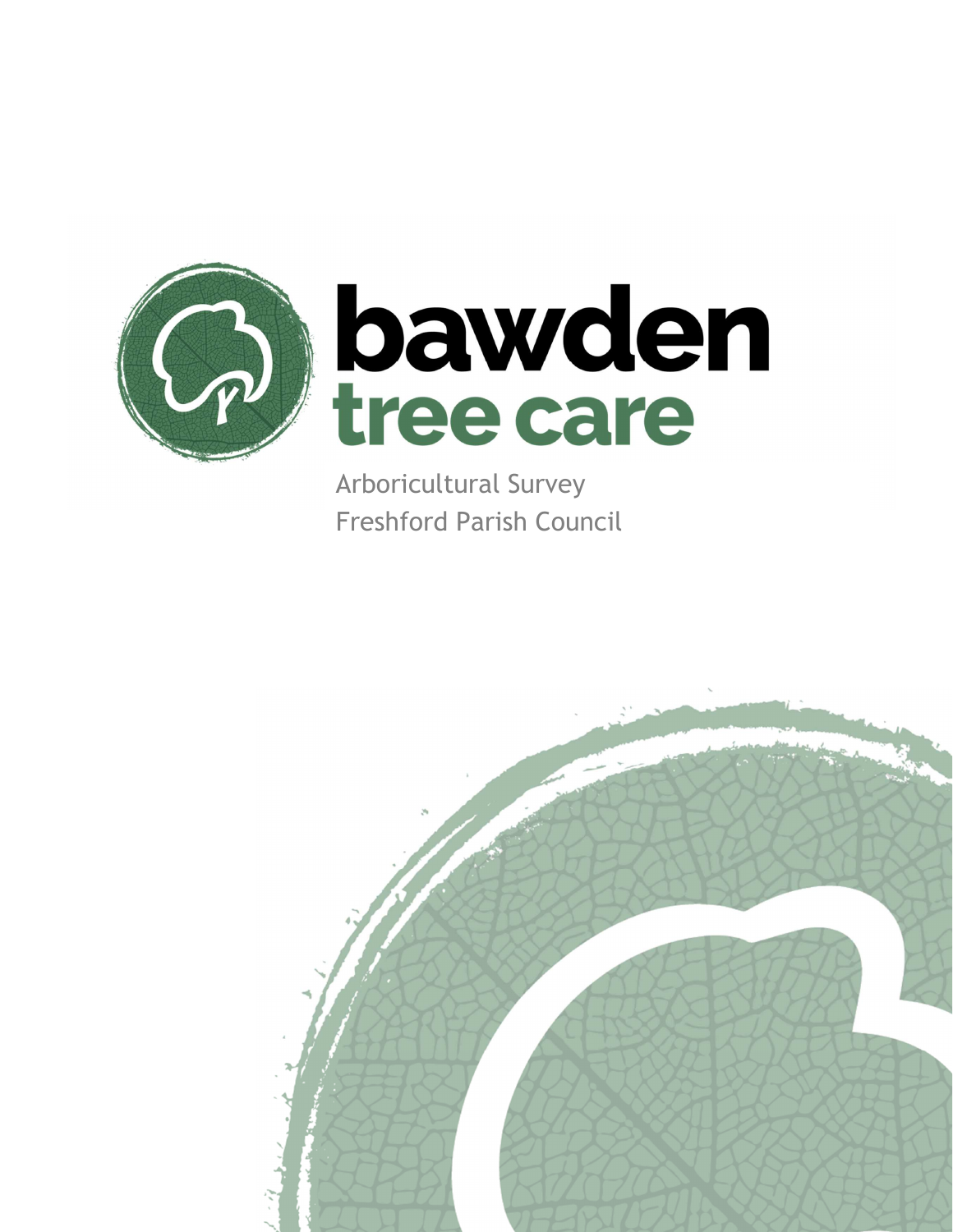# bawden tree care

Arboricultural Survey

Freshford Parish Council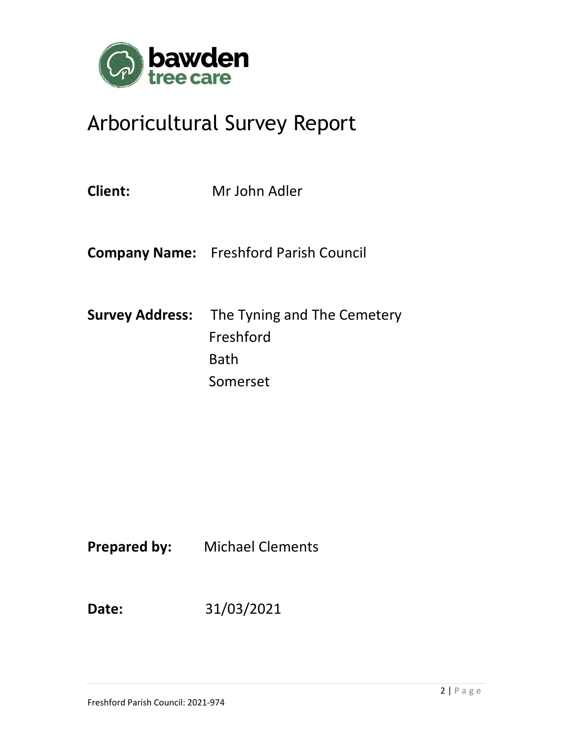# Arboricultural Survey Report

**Client:** Mr John Adler

**Company Name:** Freshford Parish Council

**Survey Address:** The Tyning and The Cemetery
Freshford
Bath
Somerset

**Prepared by:** Michael Clements

**Date:** 31/03/2021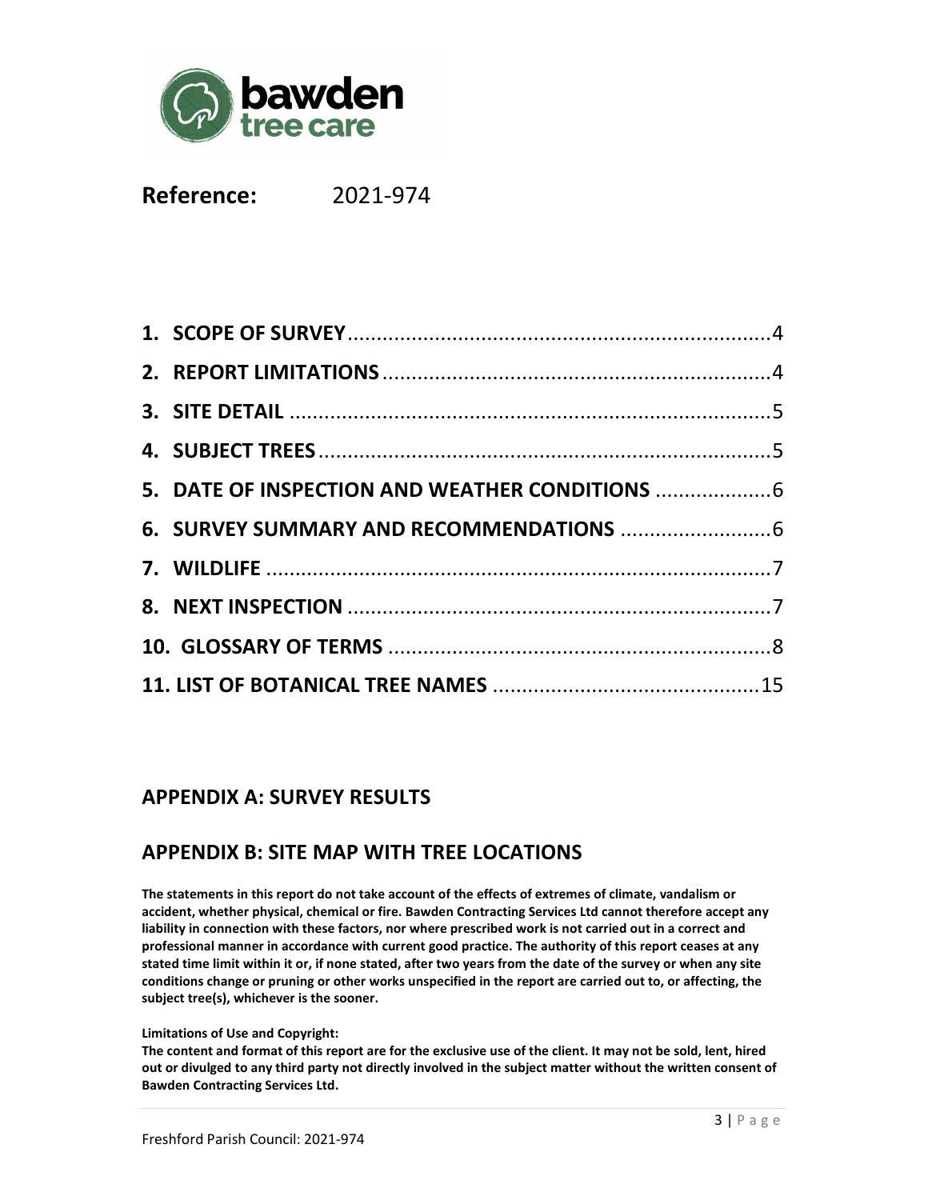**Reference:** 2021-974

| | |
|---|---|
| **1. SCOPE OF SURVEY** | 4 |
| **2. REPORT LIMITATIONS** | 4 |
| **3. SITE DETAIL** | 5 |
| **4. SUBJECT TREES** | 5 |
| **5. DATE OF INSPECTION AND WEATHER CONDITIONS** | 6 |
| **6. SURVEY SUMMARY AND RECOMMENDATIONS** | 6 |
| **7. WILDLIFE** | 7 |
| **8. NEXT INSPECTION** | 7 |
| **10. GLOSSARY OF TERMS** | 8 |
| **11. LIST OF BOTANICAL TREE NAMES** | 15 |

## APPENDIX A: SURVEY RESULTS

## APPENDIX B: SITE MAP WITH TREE LOCATIONS

**The statements in this report do not take account of the effects of extremes of climate, vandalism or accident, whether physical, chemical or fire. Bawden Contracting Services Ltd cannot therefore accept any liability in connection with these factors, nor where prescribed work is not carried out in a correct and professional manner in accordance with current good practice. The authority of this report ceases at any stated time limit within it or, if none stated, after two years from the date of the survey or when any site conditions change or pruning or other works unspecified in the report are carried out to, or affecting, the subject tree(s), whichever is the sooner.**

**Limitations of Use and Copyright:**
**The content and format of this report are for the exclusive use of the client. It may not be sold, lent, hired out or divulged to any third party not directly involved in the subject matter without the written consent of Bawden Contracting Services Ltd.**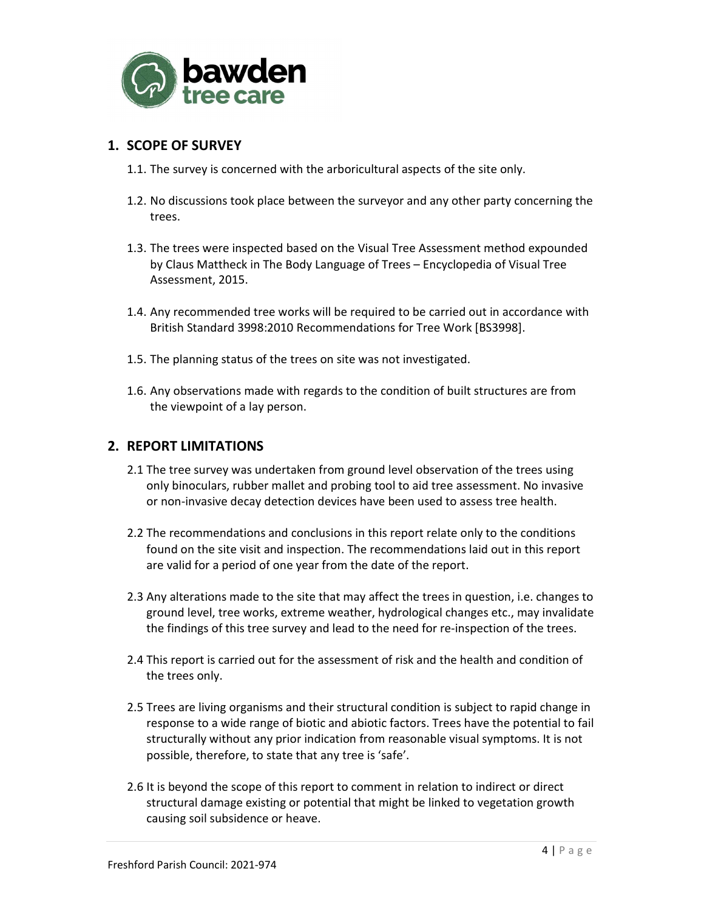## 1. SCOPE OF SURVEY

1.1. The survey is concerned with the arboricultural aspects of the site only.

1.2. No discussions took place between the surveyor and any other party concerning the trees.

1.3. The trees were inspected based on the Visual Tree Assessment method expounded by Claus Mattheck in The Body Language of Trees – Encyclopedia of Visual Tree Assessment, 2015.

1.4. Any recommended tree works will be required to be carried out in accordance with British Standard 3998:2010 Recommendations for Tree Work [BS3998].

1.5. The planning status of the trees on site was not investigated.

1.6. Any observations made with regards to the condition of built structures are from the viewpoint of a lay person.

## 2. REPORT LIMITATIONS

2.1 The tree survey was undertaken from ground level observation of the trees using only binoculars, rubber mallet and probing tool to aid tree assessment. No invasive or non-invasive decay detection devices have been used to assess tree health.

2.2 The recommendations and conclusions in this report relate only to the conditions found on the site visit and inspection. The recommendations laid out in this report are valid for a period of one year from the date of the report.

2.3 Any alterations made to the site that may affect the trees in question, i.e. changes to ground level, tree works, extreme weather, hydrological changes etc., may invalidate the findings of this tree survey and lead to the need for re-inspection of the trees.

2.4 This report is carried out for the assessment of risk and the health and condition of the trees only.

2.5 Trees are living organisms and their structural condition is subject to rapid change in response to a wide range of biotic and abiotic factors. Trees have the potential to fail structurally without any prior indication from reasonable visual symptoms. It is not possible, therefore, to state that any tree is 'safe'.

2.6 It is beyond the scope of this report to comment in relation to indirect or direct structural damage existing or potential that might be linked to vegetation growth causing soil subsidence or heave.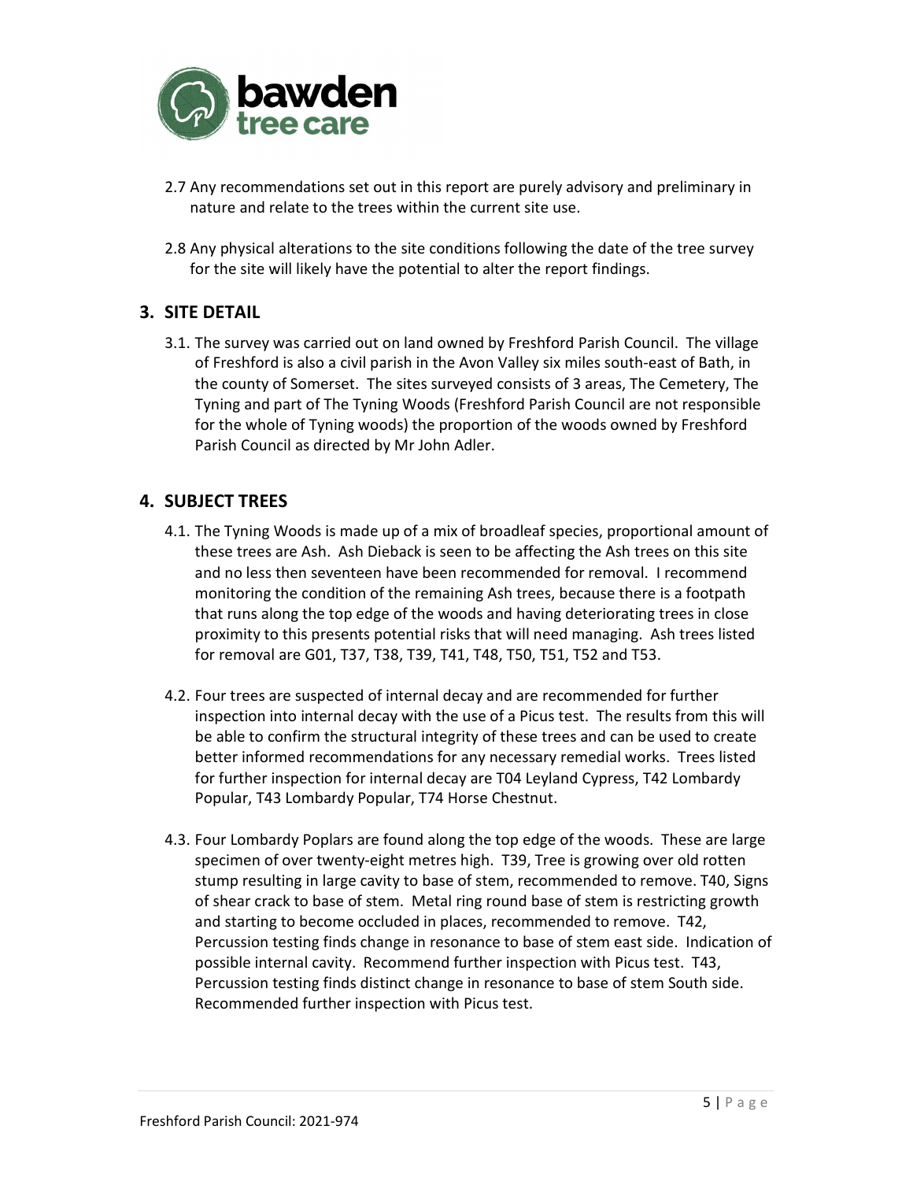2.7 Any recommendations set out in this report are purely advisory and preliminary in nature and relate to the trees within the current site use.

2.8 Any physical alterations to the site conditions following the date of the tree survey for the site will likely have the potential to alter the report findings.

## 3. SITE DETAIL

3.1. The survey was carried out on land owned by Freshford Parish Council. The village of Freshford is also a civil parish in the Avon Valley six miles south-east of Bath, in the county of Somerset. The sites surveyed consists of 3 areas, The Cemetery, The Tyning and part of The Tyning Woods (Freshford Parish Council are not responsible for the whole of Tyning woods) the proportion of the woods owned by Freshford Parish Council as directed by Mr John Adler.

## 4. SUBJECT TREES

4.1. The Tyning Woods is made up of a mix of broadleaf species, proportional amount of these trees are Ash. Ash Dieback is seen to be affecting the Ash trees on this site and no less then seventeen have been recommended for removal. I recommend monitoring the condition of the remaining Ash trees, because there is a footpath that runs along the top edge of the woods and having deteriorating trees in close proximity to this presents potential risks that will need managing. Ash trees listed for removal are G01, T37, T38, T39, T41, T48, T50, T51, T52 and T53.

4.2. Four trees are suspected of internal decay and are recommended for further inspection into internal decay with the use of a Picus test. The results from this will be able to confirm the structural integrity of these trees and can be used to create better informed recommendations for any necessary remedial works. Trees listed for further inspection for internal decay are T04 Leyland Cypress, T42 Lombardy Popular, T43 Lombardy Popular, T74 Horse Chestnut.

4.3. Four Lombardy Poplars are found along the top edge of the woods. These are large specimen of over twenty-eight metres high. T39, Tree is growing over old rotten stump resulting in large cavity to base of stem, recommended to remove. T40, Signs of shear crack to base of stem. Metal ring round base of stem is restricting growth and starting to become occluded in places, recommended to remove. T42, Percussion testing finds change in resonance to base of stem east side. Indication of possible internal cavity. Recommend further inspection with Picus test. T43, Percussion testing finds distinct change in resonance to base of stem South side. Recommended further inspection with Picus test.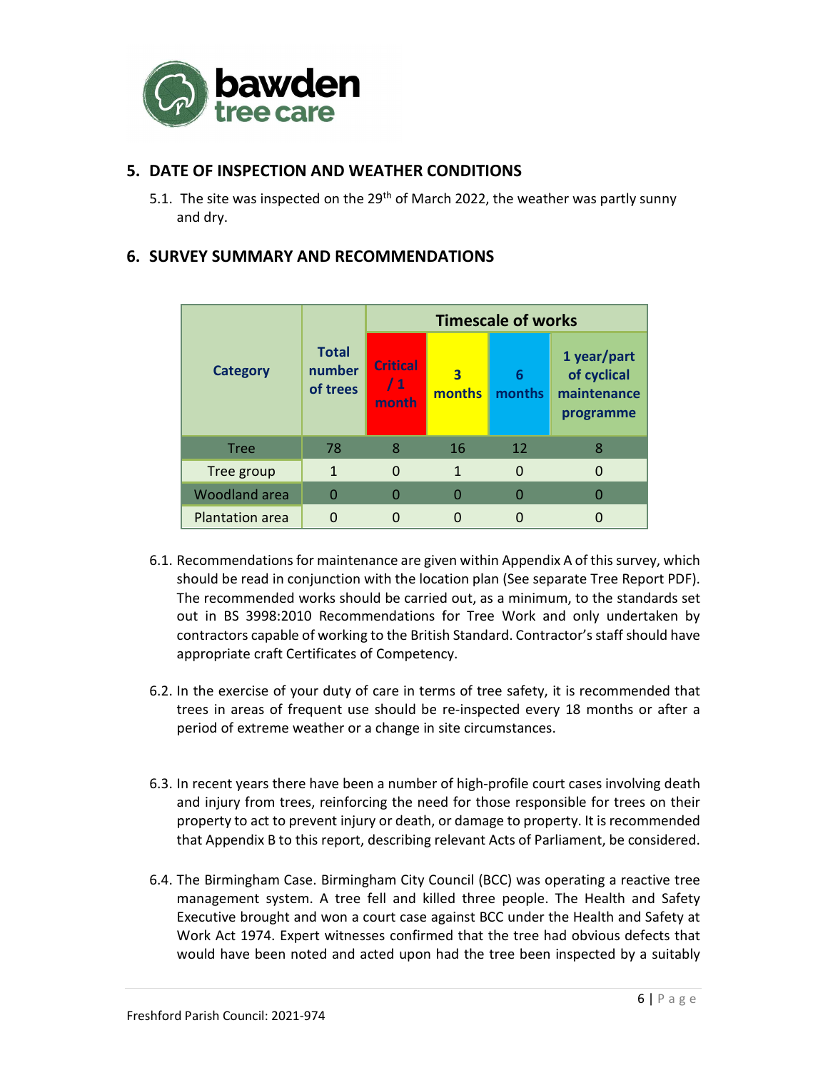## 5. DATE OF INSPECTION AND WEATHER CONDITIONS

5.1. The site was inspected on the 29th of March 2022, the weather was partly sunny and dry.

## 6. SURVEY SUMMARY AND RECOMMENDATIONS

| Category | Total number of trees | Timescale of works | | | |
|---|---|---|---|---|---|
| | | Critical / 1 month | 3 months | 6 months | 1 year/part of cyclical maintenance programme |
| Tree | 78 | 8 | 16 | 12 | 8 |
| Tree group | 1 | 0 | 1 | 0 | 0 |
| Woodland area | 0 | 0 | 0 | 0 | 0 |
| Plantation area | 0 | 0 | 0 | 0 | 0 |

6.1. Recommendations for maintenance are given within Appendix A of this survey, which should be read in conjunction with the location plan (See separate Tree Report PDF). The recommended works should be carried out, as a minimum, to the standards set out in BS 3998:2010 Recommendations for Tree Work and only undertaken by contractors capable of working to the British Standard. Contractor's staff should have appropriate craft Certificates of Competency.

6.2. In the exercise of your duty of care in terms of tree safety, it is recommended that trees in areas of frequent use should be re-inspected every 18 months or after a period of extreme weather or a change in site circumstances.

6.3. In recent years there have been a number of high-profile court cases involving death and injury from trees, reinforcing the need for those responsible for trees on their property to act to prevent injury or death, or damage to property. It is recommended that Appendix B to this report, describing relevant Acts of Parliament, be considered.

6.4. The Birmingham Case. Birmingham City Council (BCC) was operating a reactive tree management system. A tree fell and killed three people. The Health and Safety Executive brought and won a court case against BCC under the Health and Safety at Work Act 1974. Expert witnesses confirmed that the tree had obvious defects that would have been noted and acted upon had the tree been inspected by a suitably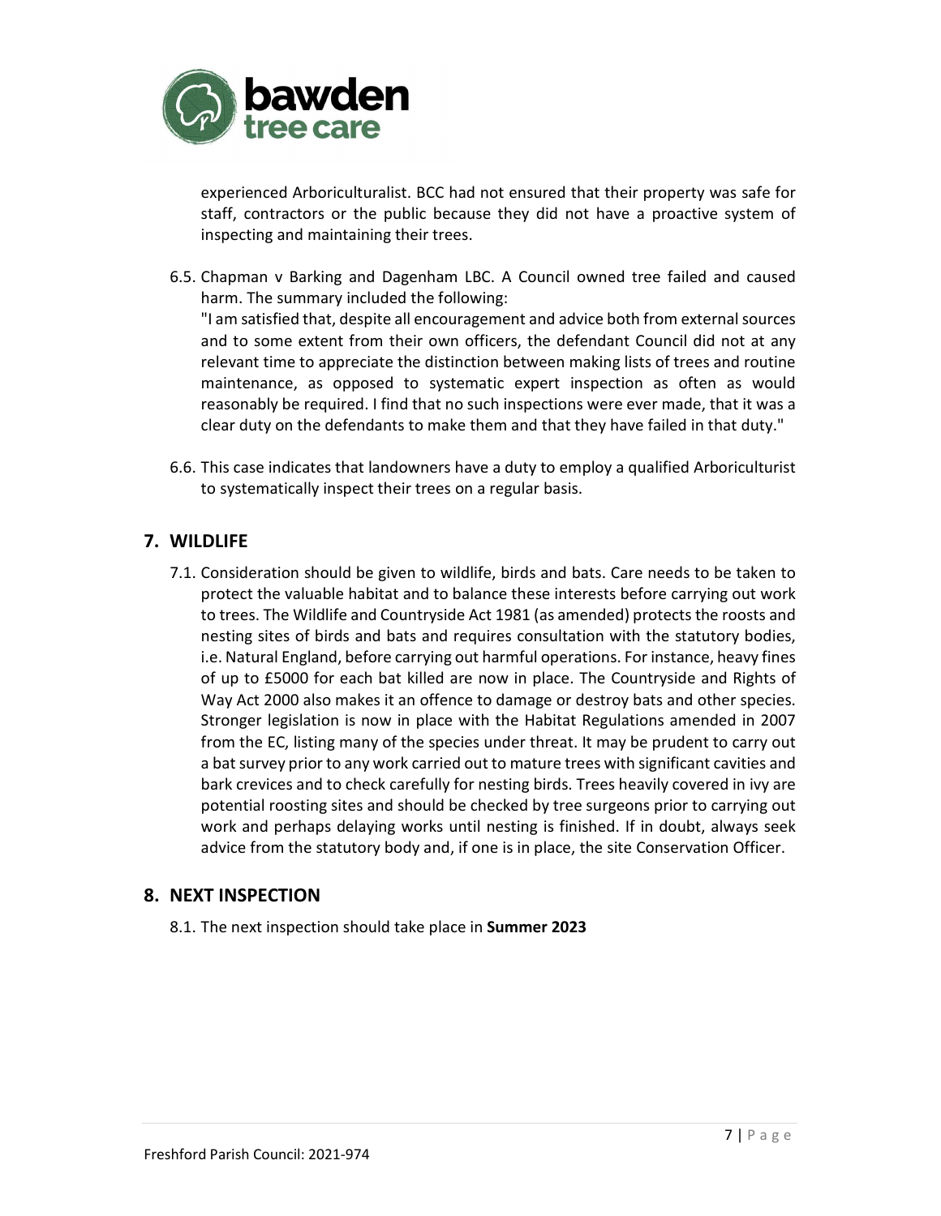experienced Arboriculturalist. BCC had not ensured that their property was safe for staff, contractors or the public because they did not have a proactive system of inspecting and maintaining their trees.

6.5. Chapman v Barking and Dagenham LBC. A Council owned tree failed and caused harm. The summary included the following:
"I am satisfied that, despite all encouragement and advice both from external sources and to some extent from their own officers, the defendant Council did not at any relevant time to appreciate the distinction between making lists of trees and routine maintenance, as opposed to systematic expert inspection as often as would reasonably be required. I find that no such inspections were ever made, that it was a clear duty on the defendants to make them and that they have failed in that duty."

6.6. This case indicates that landowners have a duty to employ a qualified Arboriculturist to systematically inspect their trees on a regular basis.

## 7. WILDLIFE

7.1. Consideration should be given to wildlife, birds and bats. Care needs to be taken to protect the valuable habitat and to balance these interests before carrying out work to trees. The Wildlife and Countryside Act 1981 (as amended) protects the roosts and nesting sites of birds and bats and requires consultation with the statutory bodies, i.e. Natural England, before carrying out harmful operations. For instance, heavy fines of up to £5000 for each bat killed are now in place. The Countryside and Rights of Way Act 2000 also makes it an offence to damage or destroy bats and other species. Stronger legislation is now in place with the Habitat Regulations amended in 2007 from the EC, listing many of the species under threat. It may be prudent to carry out a bat survey prior to any work carried out to mature trees with significant cavities and bark crevices and to check carefully for nesting birds. Trees heavily covered in ivy are potential roosting sites and should be checked by tree surgeons prior to carrying out work and perhaps delaying works until nesting is finished. If in doubt, always seek advice from the statutory body and, if one is in place, the site Conservation Officer.

## 8. NEXT INSPECTION

8.1. The next inspection should take place in **Summer 2023**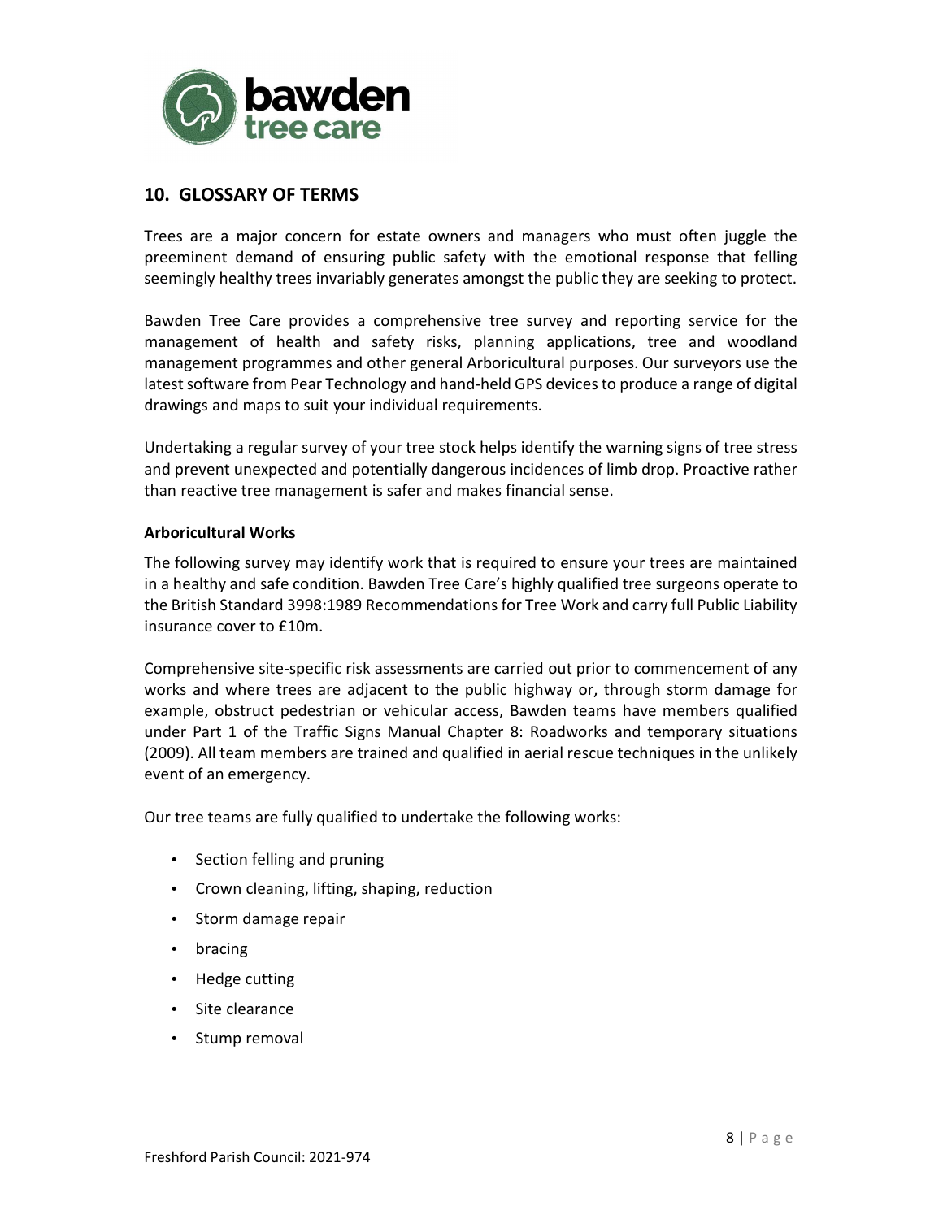## 10. GLOSSARY OF TERMS

Trees are a major concern for estate owners and managers who must often juggle the preeminent demand of ensuring public safety with the emotional response that felling seemingly healthy trees invariably generates amongst the public they are seeking to protect.

Bawden Tree Care provides a comprehensive tree survey and reporting service for the management of health and safety risks, planning applications, tree and woodland management programmes and other general Arboricultural purposes. Our surveyors use the latest software from Pear Technology and hand-held GPS devices to produce a range of digital drawings and maps to suit your individual requirements.

Undertaking a regular survey of your tree stock helps identify the warning signs of tree stress and prevent unexpected and potentially dangerous incidences of limb drop. Proactive rather than reactive tree management is safer and makes financial sense.

**Arboricultural Works**

The following survey may identify work that is required to ensure your trees are maintained in a healthy and safe condition. Bawden Tree Care's highly qualified tree surgeons operate to the British Standard 3998:1989 Recommendations for Tree Work and carry full Public Liability insurance cover to £10m.

Comprehensive site-specific risk assessments are carried out prior to commencement of any works and where trees are adjacent to the public highway or, through storm damage for example, obstruct pedestrian or vehicular access, Bawden teams have members qualified under Part 1 of the Traffic Signs Manual Chapter 8: Roadworks and temporary situations (2009). All team members are trained and qualified in aerial rescue techniques in the unlikely event of an emergency.

Our tree teams are fully qualified to undertake the following works:

- Section felling and pruning
- Crown cleaning, lifting, shaping, reduction
- Storm damage repair
- bracing
- Hedge cutting
- Site clearance
- Stump removal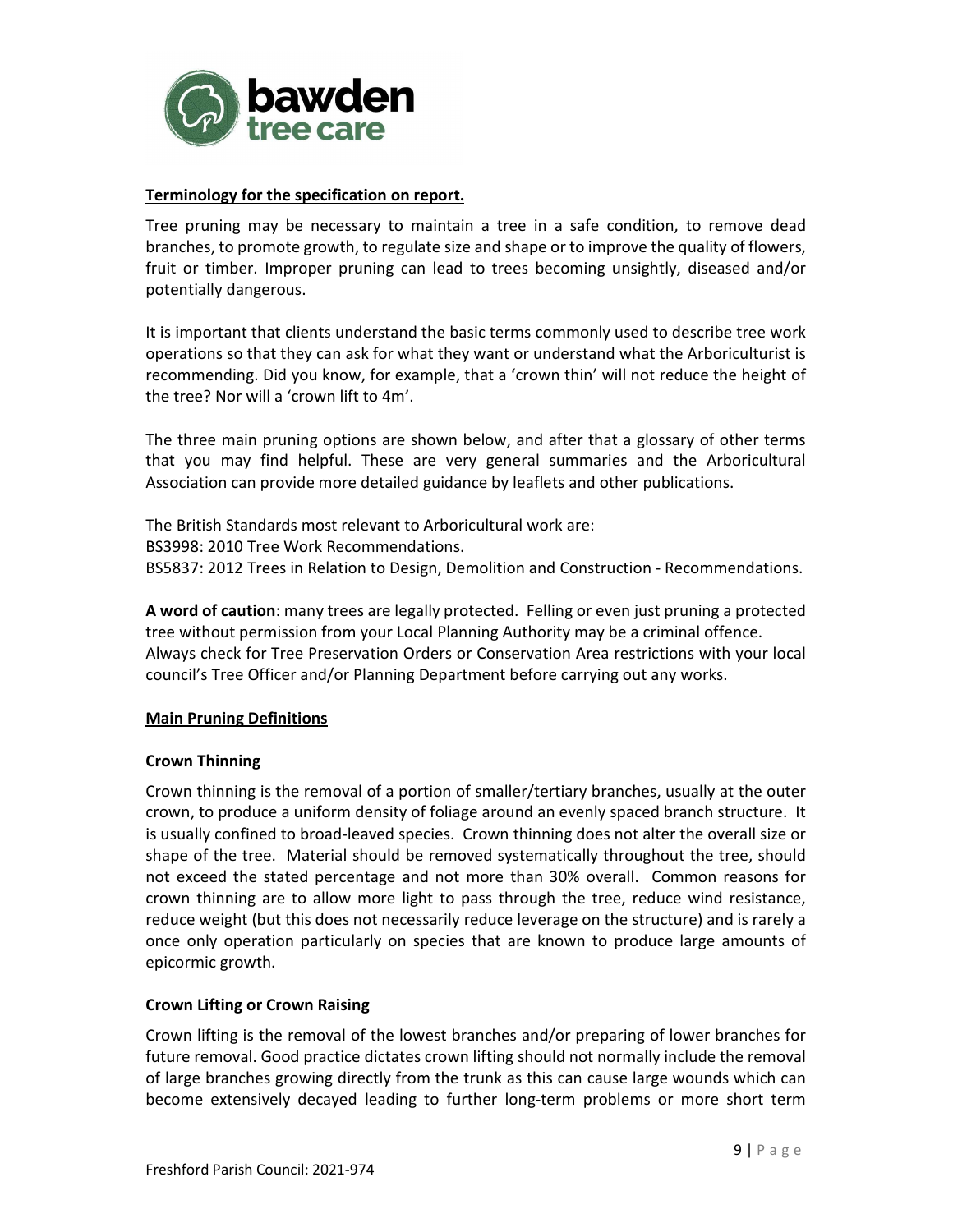**Terminology for the specification on report.**

Tree pruning may be necessary to maintain a tree in a safe condition, to remove dead branches, to promote growth, to regulate size and shape or to improve the quality of flowers, fruit or timber. Improper pruning can lead to trees becoming unsightly, diseased and/or potentially dangerous.

It is important that clients understand the basic terms commonly used to describe tree work operations so that they can ask for what they want or understand what the Arboriculturist is recommending. Did you know, for example, that a 'crown thin' will not reduce the height of the tree? Nor will a 'crown lift to 4m'.

The three main pruning options are shown below, and after that a glossary of other terms that you may find helpful. These are very general summaries and the Arboricultural Association can provide more detailed guidance by leaflets and other publications.

The British Standards most relevant to Arboricultural work are:
BS3998: 2010 Tree Work Recommendations.
BS5837: 2012 Trees in Relation to Design, Demolition and Construction - Recommendations.

**A word of caution**: many trees are legally protected. Felling or even just pruning a protected tree without permission from your Local Planning Authority may be a criminal offence. Always check for Tree Preservation Orders or Conservation Area restrictions with your local council's Tree Officer and/or Planning Department before carrying out any works.

## Main Pruning Definitions

### Crown Thinning

Crown thinning is the removal of a portion of smaller/tertiary branches, usually at the outer crown, to produce a uniform density of foliage around an evenly spaced branch structure. It is usually confined to broad-leaved species. Crown thinning does not alter the overall size or shape of the tree. Material should be removed systematically throughout the tree, should not exceed the stated percentage and not more than 30% overall. Common reasons for crown thinning are to allow more light to pass through the tree, reduce wind resistance, reduce weight (but this does not necessarily reduce leverage on the structure) and is rarely a once only operation particularly on species that are known to produce large amounts of epicormic growth.

### Crown Lifting or Crown Raising

Crown lifting is the removal of the lowest branches and/or preparing of lower branches for future removal. Good practice dictates crown lifting should not normally include the removal of large branches growing directly from the trunk as this can cause large wounds which can become extensively decayed leading to further long-term problems or more short term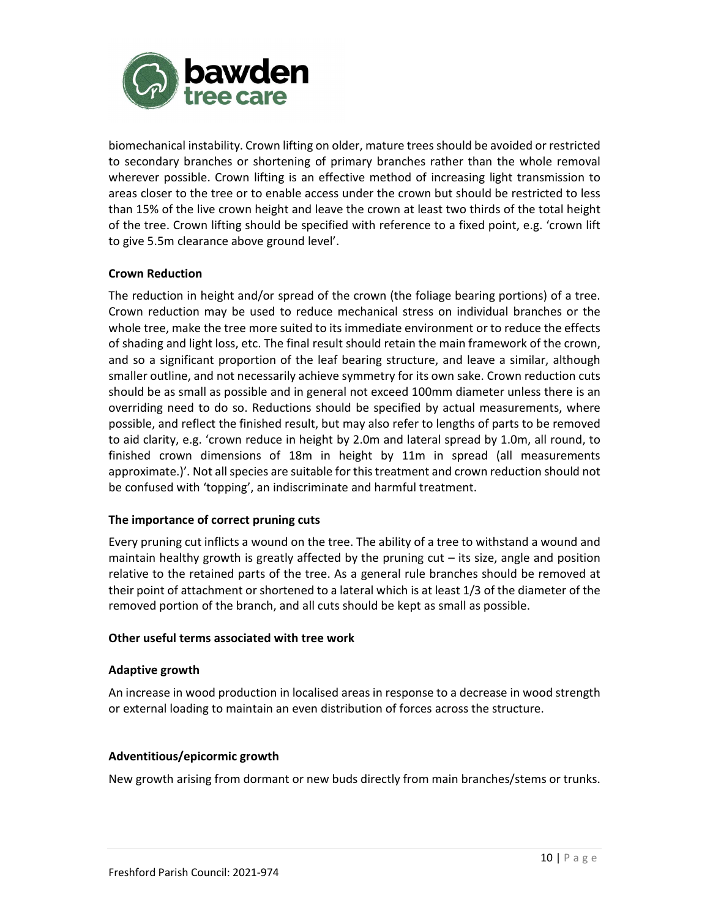biomechanical instability. Crown lifting on older, mature trees should be avoided or restricted to secondary branches or shortening of primary branches rather than the whole removal wherever possible. Crown lifting is an effective method of increasing light transmission to areas closer to the tree or to enable access under the crown but should be restricted to less than 15% of the live crown height and leave the crown at least two thirds of the total height of the tree. Crown lifting should be specified with reference to a fixed point, e.g. 'crown lift to give 5.5m clearance above ground level'.

**Crown Reduction**

The reduction in height and/or spread of the crown (the foliage bearing portions) of a tree. Crown reduction may be used to reduce mechanical stress on individual branches or the whole tree, make the tree more suited to its immediate environment or to reduce the effects of shading and light loss, etc. The final result should retain the main framework of the crown, and so a significant proportion of the leaf bearing structure, and leave a similar, although smaller outline, and not necessarily achieve symmetry for its own sake. Crown reduction cuts should be as small as possible and in general not exceed 100mm diameter unless there is an overriding need to do so. Reductions should be specified by actual measurements, where possible, and reflect the finished result, but may also refer to lengths of parts to be removed to aid clarity, e.g. 'crown reduce in height by 2.0m and lateral spread by 1.0m, all round, to finished crown dimensions of 18m in height by 11m in spread (all measurements approximate.)'. Not all species are suitable for this treatment and crown reduction should not be confused with 'topping', an indiscriminate and harmful treatment.

**The importance of correct pruning cuts**

Every pruning cut inflicts a wound on the tree. The ability of a tree to withstand a wound and maintain healthy growth is greatly affected by the pruning cut – its size, angle and position relative to the retained parts of the tree. As a general rule branches should be removed at their point of attachment or shortened to a lateral which is at least 1/3 of the diameter of the removed portion of the branch, and all cuts should be kept as small as possible.

**Other useful terms associated with tree work**

**Adaptive growth**

An increase in wood production in localised areas in response to a decrease in wood strength or external loading to maintain an even distribution of forces across the structure.

**Adventitious/epicormic growth**

New growth arising from dormant or new buds directly from main branches/stems or trunks.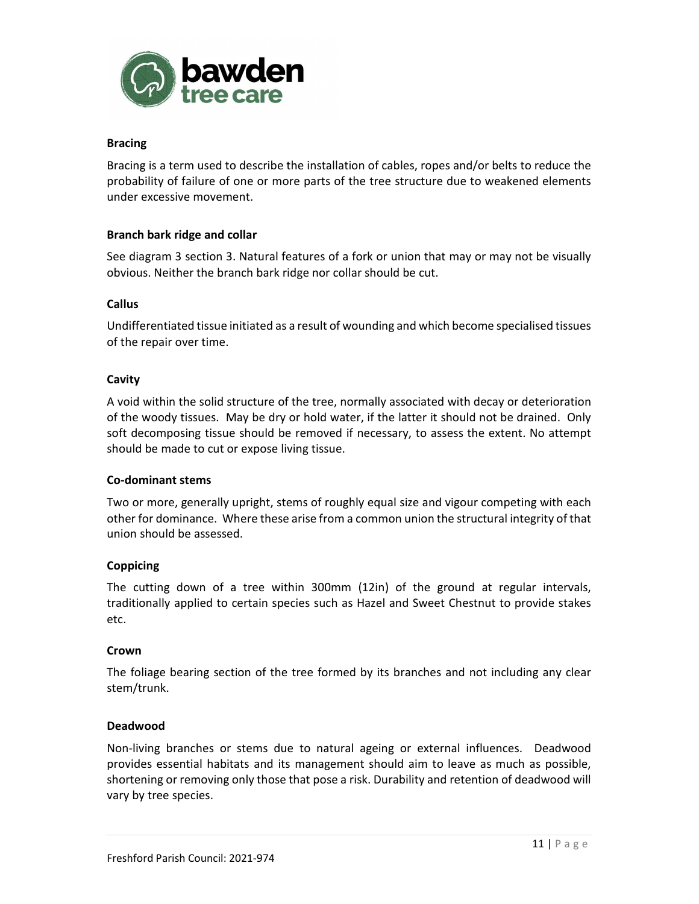**Bracing**

Bracing is a term used to describe the installation of cables, ropes and/or belts to reduce the probability of failure of one or more parts of the tree structure due to weakened elements under excessive movement.

**Branch bark ridge and collar**

See diagram 3 section 3. Natural features of a fork or union that may or may not be visually obvious. Neither the branch bark ridge nor collar should be cut.

**Callus**

Undifferentiated tissue initiated as a result of wounding and which become specialised tissues of the repair over time.

**Cavity**

A void within the solid structure of the tree, normally associated with decay or deterioration of the woody tissues. May be dry or hold water, if the latter it should not be drained. Only soft decomposing tissue should be removed if necessary, to assess the extent. No attempt should be made to cut or expose living tissue.

**Co-dominant stems**

Two or more, generally upright, stems of roughly equal size and vigour competing with each other for dominance. Where these arise from a common union the structural integrity of that union should be assessed.

**Coppicing**

The cutting down of a tree within 300mm (12in) of the ground at regular intervals, traditionally applied to certain species such as Hazel and Sweet Chestnut to provide stakes etc.

**Crown**

The foliage bearing section of the tree formed by its branches and not including any clear stem/trunk.

**Deadwood**

Non-living branches or stems due to natural ageing or external influences. Deadwood provides essential habitats and its management should aim to leave as much as possible, shortening or removing only those that pose a risk. Durability and retention of deadwood will vary by tree species.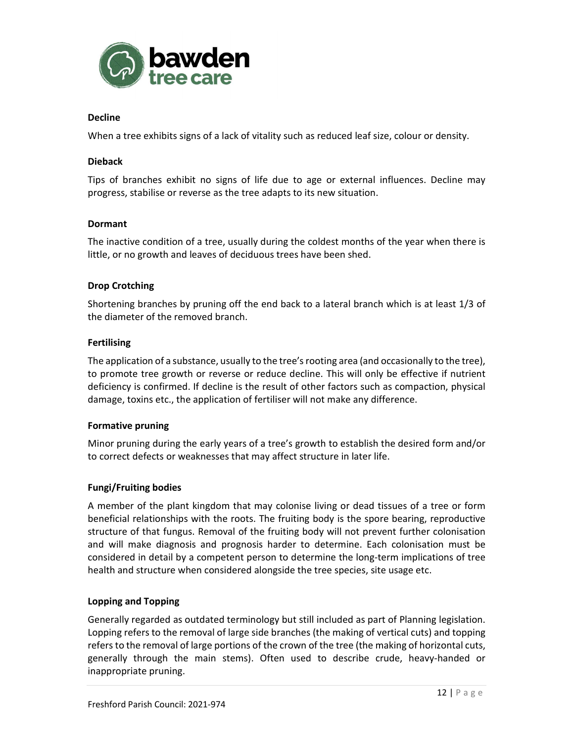**Decline**

When a tree exhibits signs of a lack of vitality such as reduced leaf size, colour or density.

**Dieback**

Tips of branches exhibit no signs of life due to age or external influences. Decline may progress, stabilise or reverse as the tree adapts to its new situation.

**Dormant**

The inactive condition of a tree, usually during the coldest months of the year when there is little, or no growth and leaves of deciduous trees have been shed.

**Drop Crotching**

Shortening branches by pruning off the end back to a lateral branch which is at least 1/3 of the diameter of the removed branch.

**Fertilising**

The application of a substance, usually to the tree's rooting area (and occasionally to the tree), to promote tree growth or reverse or reduce decline. This will only be effective if nutrient deficiency is confirmed. If decline is the result of other factors such as compaction, physical damage, toxins etc., the application of fertiliser will not make any difference.

**Formative pruning**

Minor pruning during the early years of a tree's growth to establish the desired form and/or to correct defects or weaknesses that may affect structure in later life.

**Fungi/Fruiting bodies**

A member of the plant kingdom that may colonise living or dead tissues of a tree or form beneficial relationships with the roots. The fruiting body is the spore bearing, reproductive structure of that fungus. Removal of the fruiting body will not prevent further colonisation and will make diagnosis and prognosis harder to determine. Each colonisation must be considered in detail by a competent person to determine the long-term implications of tree health and structure when considered alongside the tree species, site usage etc.

**Lopping and Topping**

Generally regarded as outdated terminology but still included as part of Planning legislation. Lopping refers to the removal of large side branches (the making of vertical cuts) and topping refers to the removal of large portions of the crown of the tree (the making of horizontal cuts, generally through the main stems). Often used to describe crude, heavy-handed or inappropriate pruning.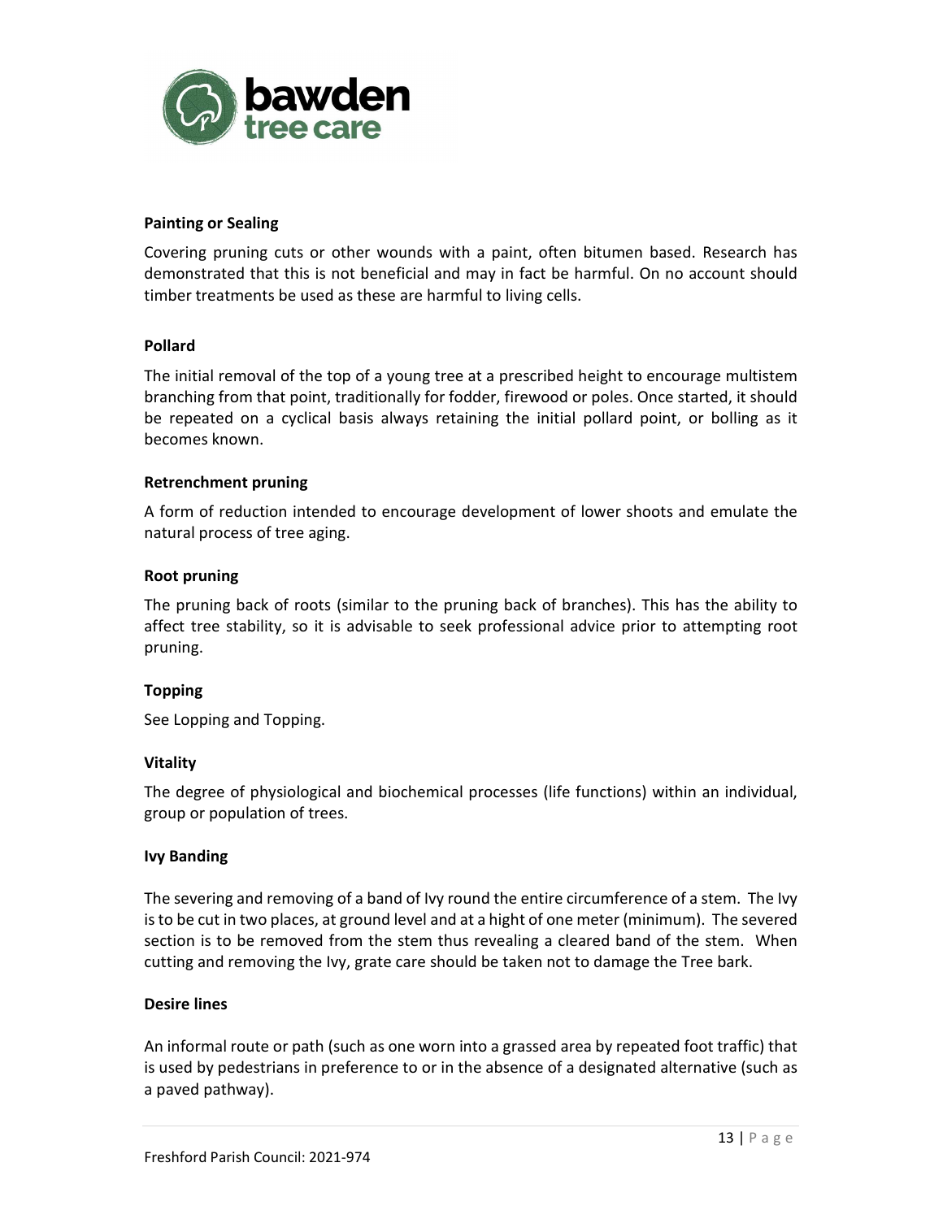**Painting or Sealing**

Covering pruning cuts or other wounds with a paint, often bitumen based. Research has demonstrated that this is not beneficial and may in fact be harmful. On no account should timber treatments be used as these are harmful to living cells.

**Pollard**

The initial removal of the top of a young tree at a prescribed height to encourage multistem branching from that point, traditionally for fodder, firewood or poles. Once started, it should be repeated on a cyclical basis always retaining the initial pollard point, or bolling as it becomes known.

**Retrenchment pruning**

A form of reduction intended to encourage development of lower shoots and emulate the natural process of tree aging.

**Root pruning**

The pruning back of roots (similar to the pruning back of branches). This has the ability to affect tree stability, so it is advisable to seek professional advice prior to attempting root pruning.

**Topping**

See Lopping and Topping.

**Vitality**

The degree of physiological and biochemical processes (life functions) within an individual, group or population of trees.

**Ivy Banding**

The severing and removing of a band of Ivy round the entire circumference of a stem. The Ivy is to be cut in two places, at ground level and at a hight of one meter (minimum). The severed section is to be removed from the stem thus revealing a cleared band of the stem. When cutting and removing the Ivy, grate care should be taken not to damage the Tree bark.

**Desire lines**

An informal route or path (such as one worn into a grassed area by repeated foot traffic) that is used by pedestrians in preference to or in the absence of a designated alternative (such as a paved pathway).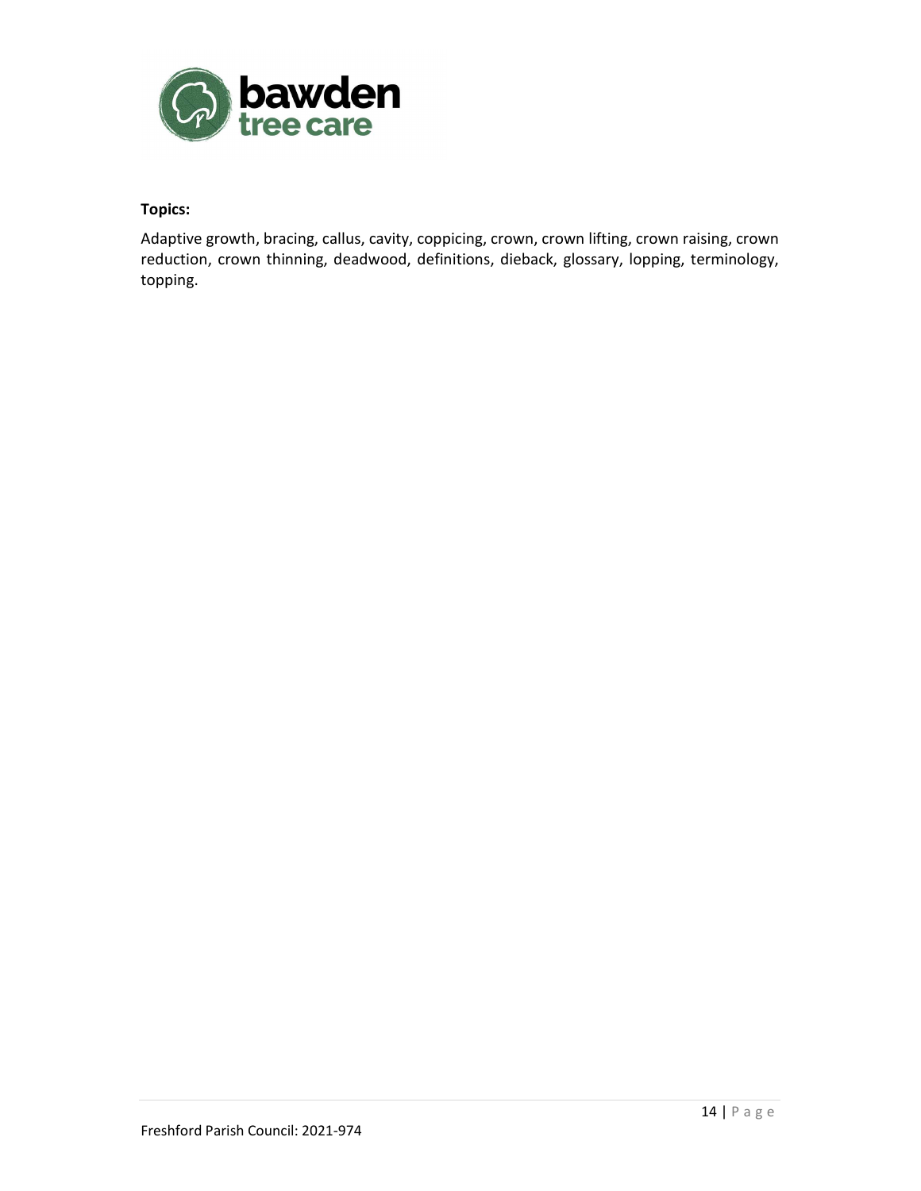**Topics:**

Adaptive growth, bracing, callus, cavity, coppicing, crown, crown lifting, crown raising, crown reduction, crown thinning, deadwood, definitions, dieback, glossary, lopping, terminology, topping.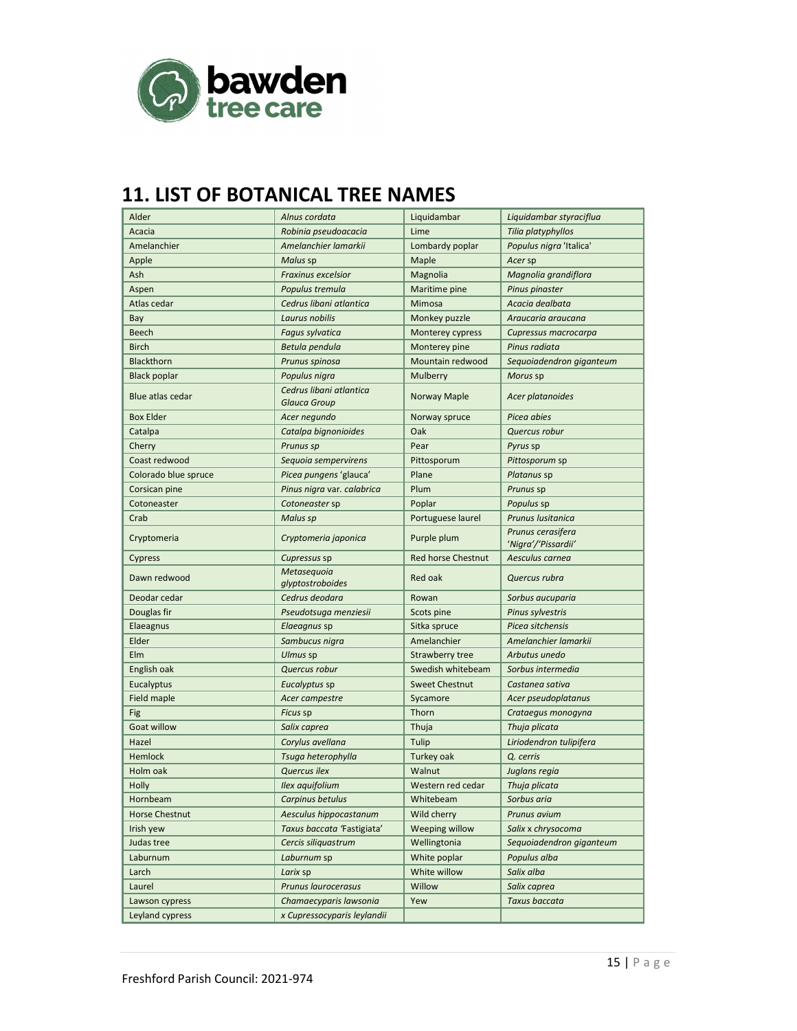## 11. LIST OF BOTANICAL TREE NAMES

| | | | |
|---|---|---|---|
| Alder | *Alnus cordata* | Liquidambar | *Liquidambar styraciflua* |
| Acacia | *Robinia pseudoacacia* | Lime | *Tilia platyphyllos* |
| Amelanchier | *Amelanchier lamarkii* | Lombardy poplar | *Populus nigra* 'Italica' |
| Apple | *Malus* sp | Maple | *Acer* sp |
| Ash | *Fraxinus excelsior* | Magnolia | *Magnolia grandiflora* |
| Aspen | *Populus tremula* | Maritime pine | *Pinus pinaster* |
| Atlas cedar | *Cedrus libani atlantica* | Mimosa | *Acacia dealbata* |
| Bay | *Laurus nobilis* | Monkey puzzle | *Araucaria araucana* |
| Beech | *Fagus sylvatica* | Monterey cypress | *Cupressus macrocarpa* |
| Birch | *Betula pendula* | Monterey pine | *Pinus radiata* |
| Blackthorn | *Prunus spinosa* | Mountain redwood | *Sequoiadendron giganteum* |
| Black poplar | *Populus nigra* | Mulberry | *Morus* sp |
| Blue atlas cedar | *Cedrus libani atlantica Glauca Group* | Norway Maple | *Acer platanoides* |
| Box Elder | *Acer negundo* | Norway spruce | *Picea abies* |
| Catalpa | *Catalpa bignonioides* | Oak | *Quercus robur* |
| Cherry | *Prunus sp* | Pear | *Pyrus* sp |
| Coast redwood | *Sequoia sempervirens* | Pittosporum | *Pittosporum* sp |
| Colorado blue spruce | *Picea pungens* 'glauca' | Plane | *Platanus* sp |
| Corsican pine | *Pinus nigra var. calabrica* | Plum | *Prunus* sp |
| Cotoneaster | *Cotoneaster* sp | Poplar | *Populus* sp |
| Crab | *Malus sp* | Portuguese laurel | *Prunus lusitanica* |
| Cryptomeria | *Cryptomeria japonica* | Purple plum | *Prunus cerasifera 'Nigra'/'Pissardii'* |
| Cypress | *Cupressus* sp | Red horse Chestnut | *Aesculus carnea* |
| Dawn redwood | *Metasequoia glyptostroboides* | Red oak | *Quercus rubra* |
| Deodar cedar | *Cedrus deodara* | Rowan | *Sorbus aucuparia* |
| Douglas fir | *Pseudotsuga menziesii* | Scots pine | *Pinus sylvestris* |
| Elaeagnus | *Elaeagnus* sp | Sitka spruce | *Picea sitchensis* |
| Elder | *Sambucus nigra* | Amelanchier | *Amelanchier lamarkii* |
| Elm | *Ulmus* sp | Strawberry tree | *Arbutus unedo* |
| English oak | *Quercus robur* | Swedish whitebeam | *Sorbus intermedia* |
| Eucalyptus | *Eucalyptus* sp | Sweet Chestnut | *Castanea sativa* |
| Field maple | *Acer campestre* | Sycamore | *Acer pseudoplatanus* |
| Fig | *Ficus* sp | Thorn | *Crataegus monogyna* |
| Goat willow | *Salix caprea* | Thuja | *Thuja plicata* |
| Hazel | *Corylus avellana* | Tulip | *Liriodendron tulipifera* |
| Hemlock | *Tsuga heterophylla* | Turkey oak | *Q. cerris* |
| Holm oak | *Quercus ilex* | Walnut | *Juglans regia* |
| Holly | *Ilex aquifolium* | Western red cedar | *Thuja plicata* |
| Hornbeam | *Carpinus betulus* | Whitebeam | *Sorbus aria* |
| Horse Chestnut | *Aesculus hippocastanum* | Wild cherry | *Prunus avium* |
| Irish yew | *Taxus baccata 'Fastigiata'* | Weeping willow | *Salix x chrysocoma* |
| Judas tree | *Cercis siliquastrum* | Wellingtonia | *Sequoiadendron giganteum* |
| Laburnum | *Laburnum* sp | White poplar | *Populus alba* |
| Larch | *Larix* sp | White willow | *Salix alba* |
| Laurel | *Prunus laurocerasus* | Willow | *Salix caprea* |
| Lawson cypress | *Chamaecyparis lawsonia* | Yew | *Taxus baccata* |
| Leyland cypress | *x Cupressocyparis leylandii* | | |

Freshford Parish Council: 2021-974